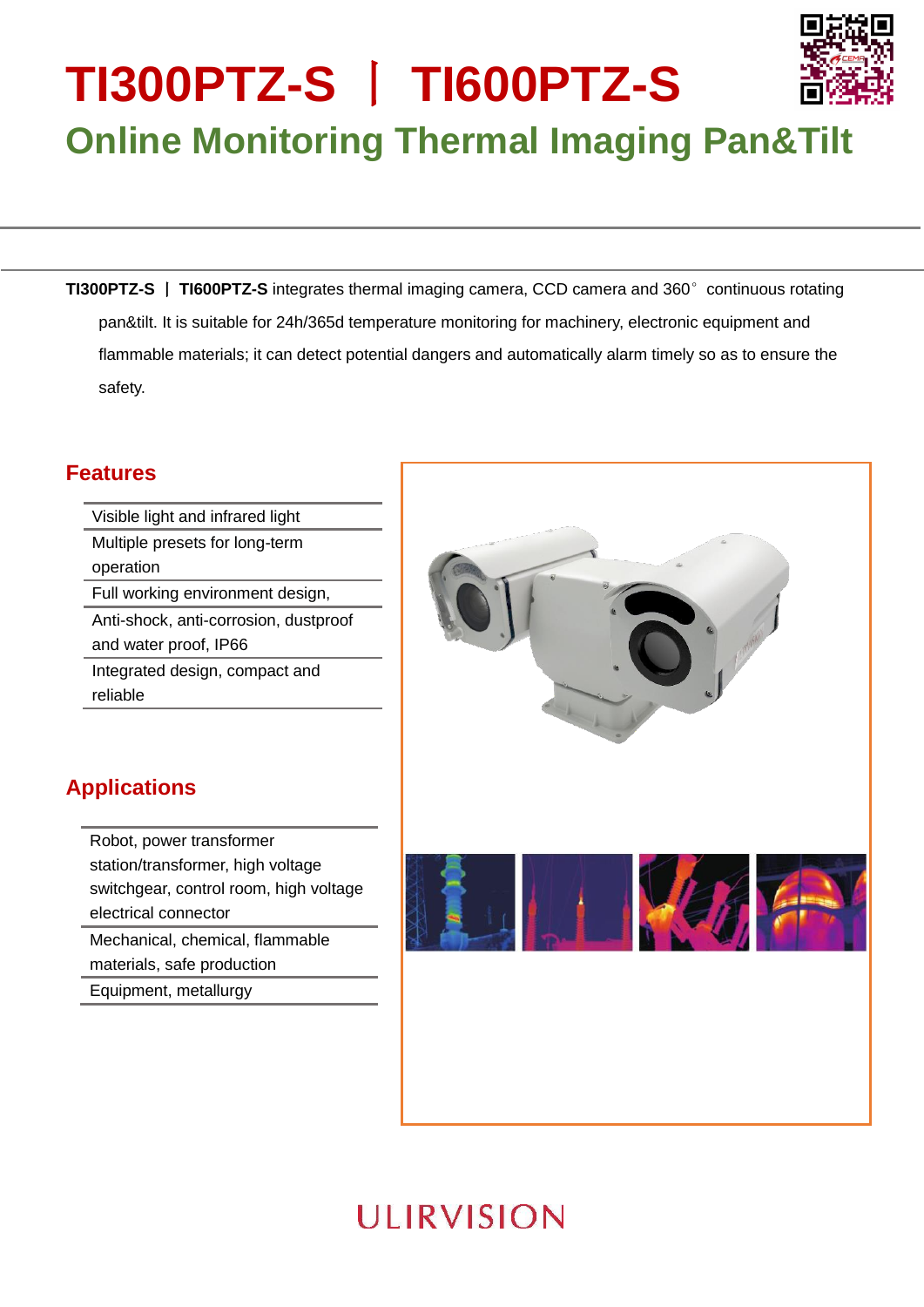# TI300PTZ-S ｜ TI600PTZ-S

## Online Monitoring Thermal Imaging Pan&Tilt

**TI300PTZ-S ｜ TI600PTZ-S** integrates thermal imaging camera, CCD camera and 360° continuous rotating pan&tilt. It is suitable for 24h/365d temperature monitoring for machinery, electronic equipment and flammable materials; it can detect potential dangers and automatically alarm timely so as to ensure the safety.

### Features

- Visible light and infrared light
- Multiple presets for long-term operation
- Full working environment design,
- Anti-shock, anti-corrosion, dustproof and water proof, IP66
- Integrated design, compact and reliable

### Applications

- Robot, power transformer station/transformer, high voltage switchgear, control room, high voltage electrical connector
- Mechanical, chemical, flammable materials, safe production
- Equipment, metallurgy

ULIRVISION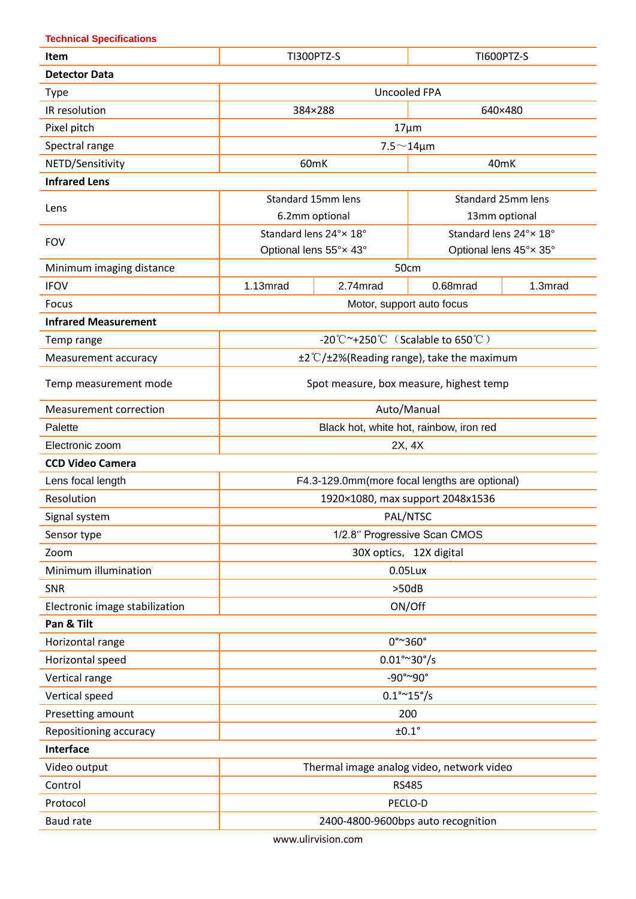Technical Specifications

| Item | TI300PTZ-S | | TI600PTZ-S | |
|---|---|---|---|---|
| **Detector Data** | | | | |
| Type | Uncooled FPA | | | |
| IR resolution | 384×288 | | 640×480 | |
| Pixel pitch | 17μm | | | |
| Spectral range | 7.5～14μm | | | |
| NETD/Sensitivity | 60mK | | 40mK | |
| **Infrared Lens** | | | | |
| Lens | Standard 15mm lens<br>6.2mm optional | | Standard 25mm lens<br>13mm optional | |
| FOV | Standard lens 24°× 18°<br>Optional lens 55°× 43° | | Standard lens 24°× 18°<br>Optional lens 45°× 35° | |
| Minimum imaging distance | 50cm | | | |
| IFOV | 1.13mrad | 2.74mrad | 0.68mrad | 1.3mrad |
| Focus | Motor, support auto focus | | | |
| **Infrared Measurement** | | | | |
| Temp range | -20℃~+250℃（Scalable to 650℃） | | | |
| Measurement accuracy | ±2℃/±2%(Reading range), take the maximum | | | |
| Temp measurement mode | Spot measure, box measure, highest temp | | | |
| Measurement correction | Auto/Manual | | | |
| Palette | Black hot, white hot, rainbow, iron red | | | |
| Electronic zoom | 2X, 4X | | | |
| **CCD Video Camera** | | | | |
| Lens focal length | F4.3-129.0mm(more focal lengths are optional) | | | |
| Resolution | 1920×1080, max support 2048x1536 | | | |
| Signal system | PAL/NTSC | | | |
| Sensor type | 1/2.8" Progressive Scan CMOS | | | |
| Zoom | 30X optics, 12X digital | | | |
| Minimum illumination | 0.05Lux | | | |
| SNR | >50dB | | | |
| Electronic image stabilization | ON/Off | | | |
| **Pan & Tilt** | | | | |
| Horizontal range | 0°~360° | | | |
| Horizontal speed | 0.01°~30°/s | | | |
| Vertical range | -90°~90° | | | |
| Vertical speed | 0.1°~15°/s | | | |
| Presetting amount | 200 | | | |
| Repositioning accuracy | ±0.1° | | | |
| **Interface** | | | | |
| Video output | Thermal image analog video, network video | | | |
| Control | RS485 | | | |
| Protocol | PECLO-D | | | |
| Baud rate | 2400-4800-9600bps auto recognition | | | |

www.ulirvision.com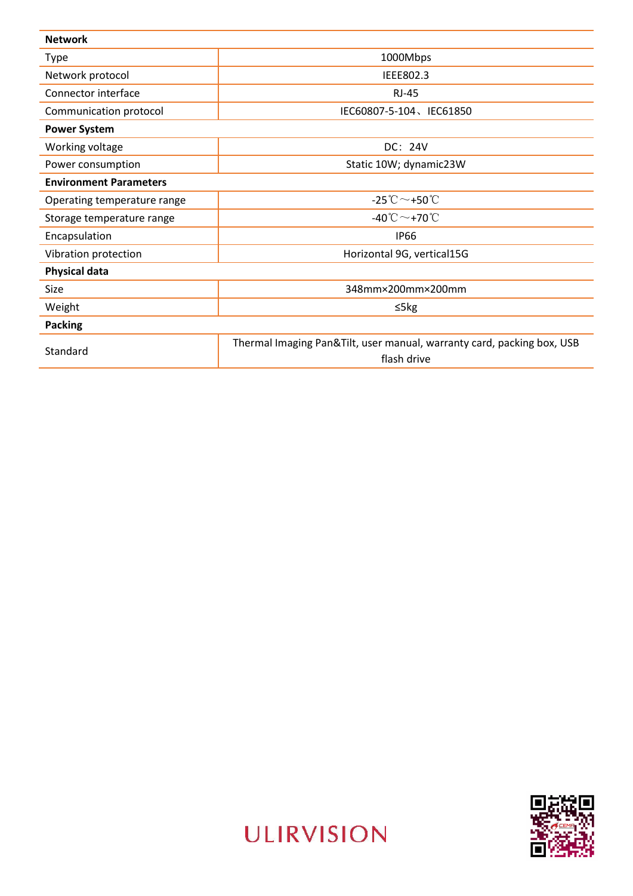| | |
|---|---|
| **Network** | |
| Type | 1000Mbps |
| Network protocol | IEEE802.3 |
| Connector interface | RJ-45 |
| Communication protocol | IEC60807-5-104、IEC61850 |
| **Power System** | |
| Working voltage | DC：24V |
| Power consumption | Static 10W; dynamic23W |
| **Environment Parameters** | |
| Operating temperature range | -25℃～+50℃ |
| Storage temperature range | -40℃～+70℃ |
| Encapsulation | IP66 |
| Vibration protection | Horizontal 9G, vertical15G |
| **Physical data** | |
| Size | 348mm×200mm×200mm |
| Weight | ≤5kg |
| **Packing** | |
| Standard | Thermal Imaging Pan&Tilt, user manual, warranty card, packing box, USB flash drive |

ULIRVISION